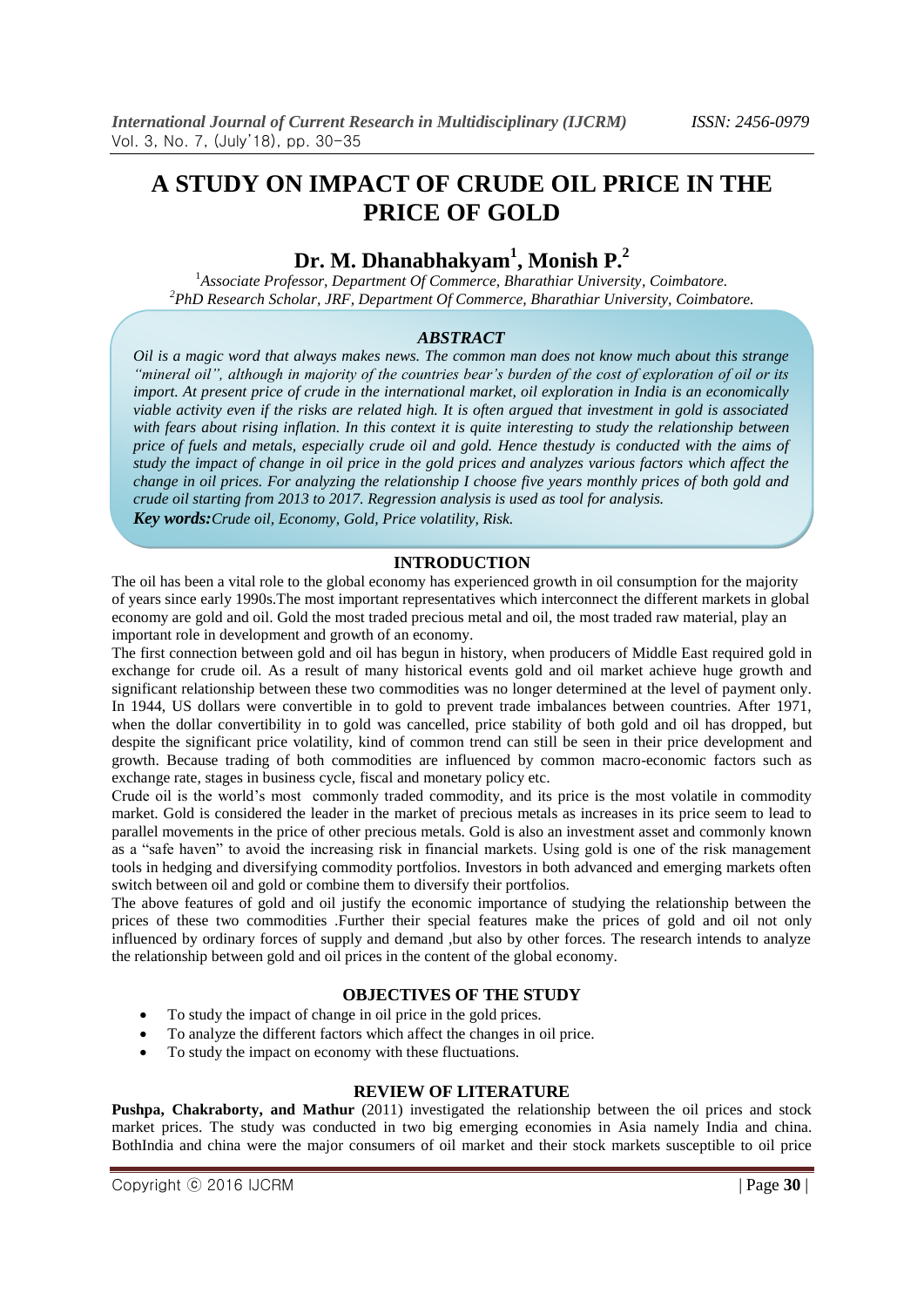# A STUDY ON IMPACT OF CRUDE OIL PRICE IN THE PRICE OF GOLD

## Dr. M. Dhanabhakyam[1], Monish P.[2]

[1]*Associate Professor, Department Of Commerce, Bharathiar University, Coimbatore.*
[2]*PhD Research Scholar, JRF, Department Of Commerce, Bharathiar University, Coimbatore.*

### *ABSTRACT*

*Oil is a magic word that always makes news. The common man does not know much about this strange "mineral oil", although in majority of the countries bear's burden of the cost of exploration of oil or its import. At present price of crude in the international market, oil exploration in India is an economically viable activity even if the risks are related high. It is often argued that investment in gold is associated with fears about rising inflation. In this context it is quite interesting to study the relationship between price of fuels and metals, especially crude oil and gold. Hence thestudy is conducted with the aims of study the impact of change in oil price in the gold prices and analyzes various factors which affect the change in oil prices. For analyzing the relationship I choose five years monthly prices of both gold and crude oil starting from 2013 to 2017. Regression analysis is used as tool for analysis.*

***Key words:****Crude oil, Economy, Gold, Price volatility, Risk.*

### INTRODUCTION

The oil has been a vital role to the global economy has experienced growth in oil consumption for the majority of years since early 1990s.The most important representatives which interconnect the different markets in global economy are gold and oil. Gold the most traded precious metal and oil, the most traded raw material, play an important role in development and growth of an economy.

The first connection between gold and oil has begun in history, when producers of Middle East required gold in exchange for crude oil. As a result of many historical events gold and oil market achieve huge growth and significant relationship between these two commodities was no longer determined at the level of payment only. In 1944, US dollars were convertible in to gold to prevent trade imbalances between countries. After 1971, when the dollar convertibility in to gold was cancelled, price stability of both gold and oil has dropped, but despite the significant price volatility, kind of common trend can still be seen in their price development and growth. Because trading of both commodities are influenced by common macro-economic factors such as exchange rate, stages in business cycle, fiscal and monetary policy etc.

Crude oil is the world's most commonly traded commodity, and its price is the most volatile in commodity market. Gold is considered the leader in the market of precious metals as increases in its price seem to lead to parallel movements in the price of other precious metals. Gold is also an investment asset and commonly known as a "safe haven" to avoid the increasing risk in financial markets. Using gold is one of the risk management tools in hedging and diversifying commodity portfolios. Investors in both advanced and emerging markets often switch between oil and gold or combine them to diversify their portfolios.

The above features of gold and oil justify the economic importance of studying the relationship between the prices of these two commodities .Further their special features make the prices of gold and oil not only influenced by ordinary forces of supply and demand ,but also by other forces. The research intends to analyze the relationship between gold and oil prices in the content of the global economy.

### OBJECTIVES OF THE STUDY

- To study the impact of change in oil price in the gold prices.
- To analyze the different factors which affect the changes in oil price.
- To study the impact on economy with these fluctuations.

### REVIEW OF LITERATURE

**Pushpa, Chakraborty, and Mathur** (2011) investigated the relationship between the oil prices and stock market prices. The study was conducted in two big emerging economies in Asia namely India and china. BothIndia and china were the major consumers of oil market and their stock markets susceptible to oil price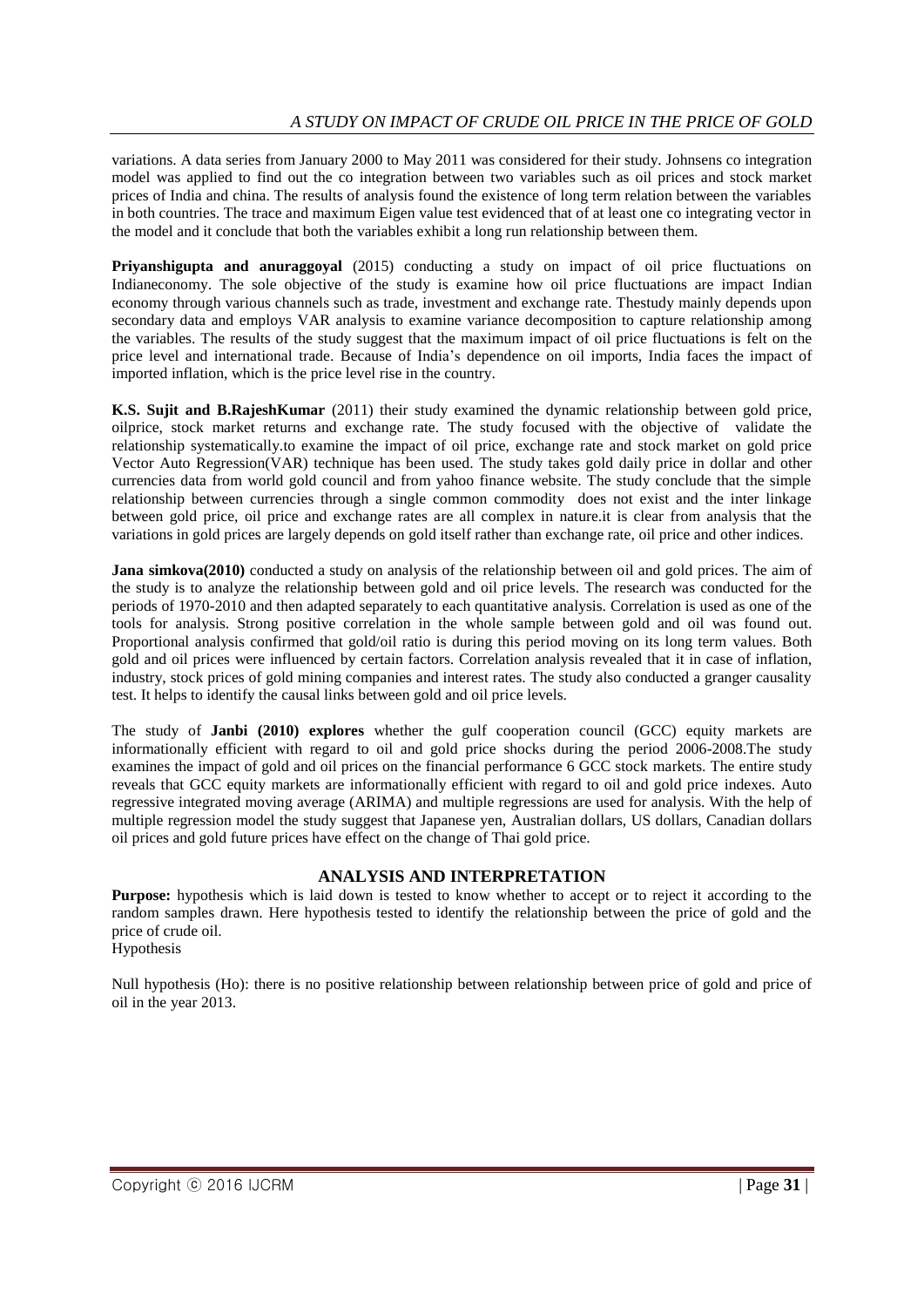variations. A data series from January 2000 to May 2011 was considered for their study. Johnsens co integration model was applied to find out the co integration between two variables such as oil prices and stock market prices of India and china. The results of analysis found the existence of long term relation between the variables in both countries. The trace and maximum Eigen value test evidenced that of at least one co integrating vector in the model and it conclude that both the variables exhibit a long run relationship between them.

**Priyanshigupta and anuraggoyal** (2015) conducting a study on impact of oil price fluctuations on Indianeconomy. The sole objective of the study is examine how oil price fluctuations are impact Indian economy through various channels such as trade, investment and exchange rate. Thestudy mainly depends upon secondary data and employs VAR analysis to examine variance decomposition to capture relationship among the variables. The results of the study suggest that the maximum impact of oil price fluctuations is felt on the price level and international trade. Because of India's dependence on oil imports, India faces the impact of imported inflation, which is the price level rise in the country.

**K.S. Sujit and B.RajeshKumar** (2011) their study examined the dynamic relationship between gold price, oilprice, stock market returns and exchange rate. The study focused with the objective of validate the relationship systematically.to examine the impact of oil price, exchange rate and stock market on gold price Vector Auto Regression(VAR) technique has been used. The study takes gold daily price in dollar and other currencies data from world gold council and from yahoo finance website. The study conclude that the simple relationship between currencies through a single common commodity does not exist and the inter linkage between gold price, oil price and exchange rates are all complex in nature.it is clear from analysis that the variations in gold prices are largely depends on gold itself rather than exchange rate, oil price and other indices.

**Jana simkova(2010)** conducted a study on analysis of the relationship between oil and gold prices. The aim of the study is to analyze the relationship between gold and oil price levels. The research was conducted for the periods of 1970-2010 and then adapted separately to each quantitative analysis. Correlation is used as one of the tools for analysis. Strong positive correlation in the whole sample between gold and oil was found out. Proportional analysis confirmed that gold/oil ratio is during this period moving on its long term values. Both gold and oil prices were influenced by certain factors. Correlation analysis revealed that it in case of inflation, industry, stock prices of gold mining companies and interest rates. The study also conducted a granger causality test. It helps to identify the causal links between gold and oil price levels.

The study of **Janbi (2010) explores** whether the gulf cooperation council (GCC) equity markets are informationally efficient with regard to oil and gold price shocks during the period 2006-2008.The study examines the impact of gold and oil prices on the financial performance 6 GCC stock markets. The entire study reveals that GCC equity markets are informationally efficient with regard to oil and gold price indexes. Auto regressive integrated moving average (ARIMA) and multiple regressions are used for analysis. With the help of multiple regression model the study suggest that Japanese yen, Australian dollars, US dollars, Canadian dollars oil prices and gold future prices have effect on the change of Thai gold price.

## ANALYSIS AND INTERPRETATION

**Purpose:** hypothesis which is laid down is tested to know whether to accept or to reject it according to the random samples drawn. Here hypothesis tested to identify the relationship between the price of gold and the price of crude oil.
Hypothesis

Null hypothesis (Ho): there is no positive relationship between relationship between price of gold and price of oil in the year 2013.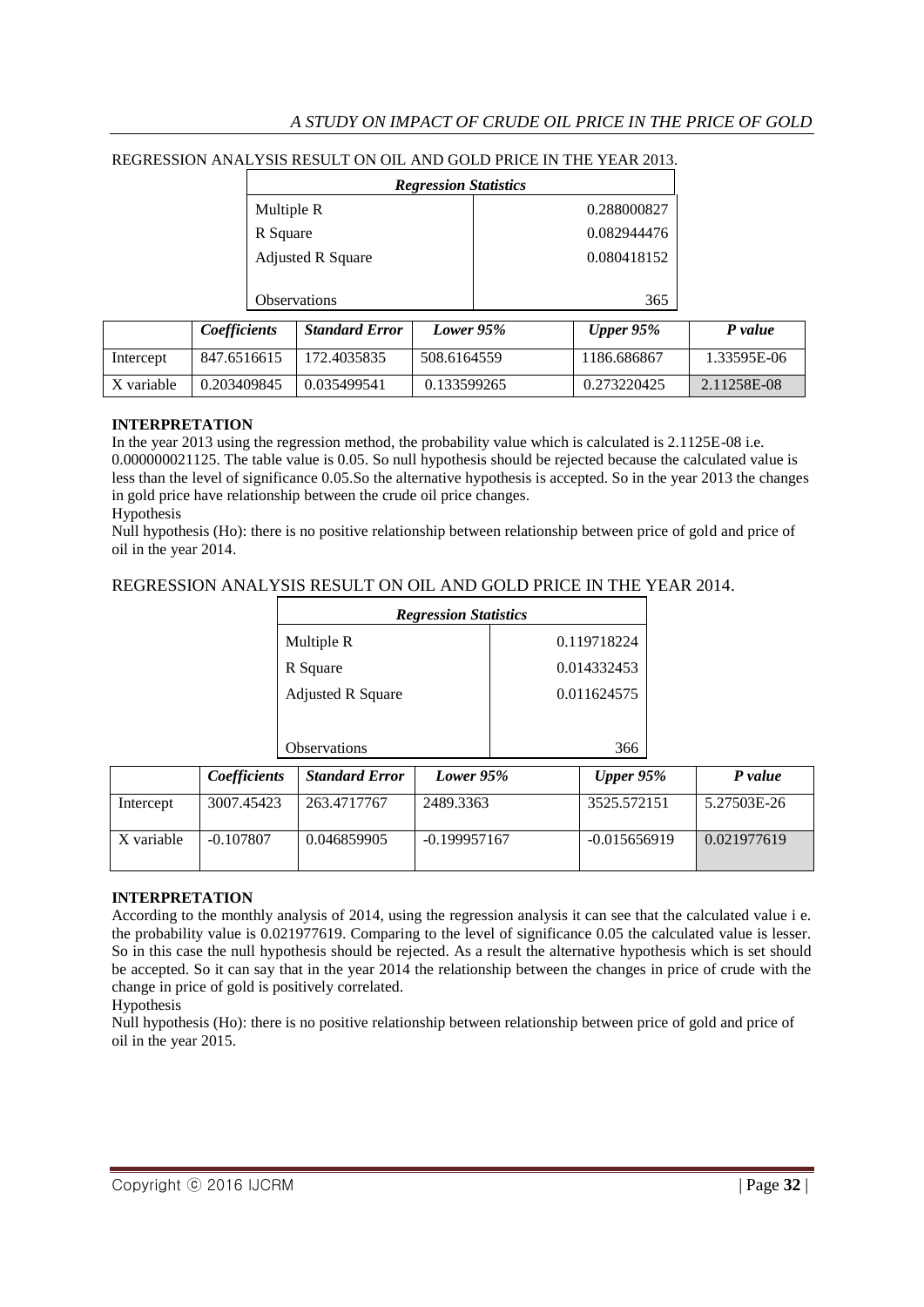REGRESSION ANALYSIS RESULT ON OIL AND GOLD PRICE IN THE YEAR 2013.

| ***Regression Statistics*** | |
|---|---|
| Multiple R | 0.288000827 |
| R Square | 0.082944476 |
| Adjusted R Square | 0.080418152 |
| Observations | 365 |

| | ***Coefficients*** | ***Standard Error*** | ***Lower 95%*** | ***Upper 95%*** | ***P value*** |
|---|---|---|---|---|---|
| Intercept | 847.6516615 | 172.4035835 | 508.6164559 | 1186.686867 | 1.33595E-06 |
| X variable | 0.203409845 | 0.035499541 | 0.133599265 | 0.273220425 | 2.11258E-08 |

**INTERPRETATION**

In the year 2013 using the regression method, the probability value which is calculated is 2.1125E-08 i.e. 0.000000021125. The table value is 0.05. So null hypothesis should be rejected because the calculated value is less than the level of significance 0.05.So the alternative hypothesis is accepted. So in the year 2013 the changes in gold price have relationship between the crude oil price changes.

Hypothesis

Null hypothesis (Ho): there is no positive relationship between relationship between price of gold and price of oil in the year 2014.

REGRESSION ANALYSIS RESULT ON OIL AND GOLD PRICE IN THE YEAR 2014.

| ***Regression Statistics*** | |
|---|---|
| Multiple R | 0.119718224 |
| R Square | 0.014332453 |
| Adjusted R Square | 0.011624575 |
| Observations | 366 |

| | ***Coefficients*** | ***Standard Error*** | ***Lower 95%*** | ***Upper 95%*** | ***P value*** |
|---|---|---|---|---|---|
| Intercept | 3007.45423 | 263.4717767 | 2489.3363 | 3525.572151 | 5.27503E-26 |
| X variable | -0.107807 | 0.046859905 | -0.199957167 | -0.015656919 | 0.021977619 |

**INTERPRETATION**

According to the monthly analysis of 2014, using the regression analysis it can see that the calculated value i e. the probability value is 0.021977619. Comparing to the level of significance 0.05 the calculated value is lesser. So in this case the null hypothesis should be rejected. As a result the alternative hypothesis which is set should be accepted. So it can say that in the year 2014 the relationship between the changes in price of crude with the change in price of gold is positively correlated.

Hypothesis

Null hypothesis (Ho): there is no positive relationship between relationship between price of gold and price of oil in the year 2015.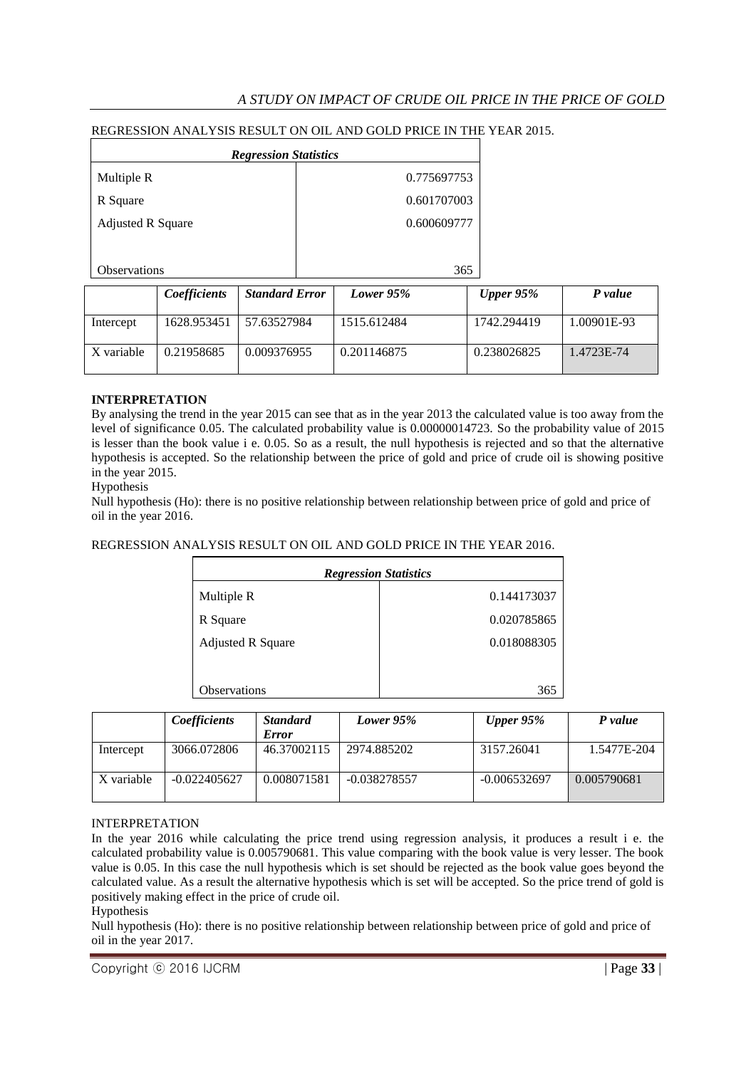REGRESSION ANALYSIS RESULT ON OIL AND GOLD PRICE IN THE YEAR 2015.

| *Regression Statistics* | |
|---|---|
| Multiple R | 0.775697753 |
| R Square | 0.601707003 |
| Adjusted R Square | 0.600609777 |
| Observations | 365 |

| | *Coefficients* | *Standard Error* | *Lower 95%* | *Upper 95%* | *P value* |
|---|---|---|---|---|---|
| Intercept | 1628.953451 | 57.63527984 | 1515.612484 | 1742.294419 | 1.00901E-93 |
| X variable | 0.21958685 | 0.009376955 | 0.201146875 | 0.238026825 | 1.4723E-74 |

**INTERPRETATION**

By analysing the trend in the year 2015 can see that as in the year 2013 the calculated value is too away from the level of significance 0.05. The calculated probability value is 0.00000014723. So the probability value of 2015 is lesser than the book value i e. 0.05. So as a result, the null hypothesis is rejected and so that the alternative hypothesis is accepted. So the relationship between the price of gold and price of crude oil is showing positive in the year 2015.

Hypothesis

Null hypothesis (Ho): there is no positive relationship between relationship between price of gold and price of oil in the year 2016.

REGRESSION ANALYSIS RESULT ON OIL AND GOLD PRICE IN THE YEAR 2016.

| *Regression Statistics* | |
|---|---|
| Multiple R | 0.144173037 |
| R Square | 0.020785865 |
| Adjusted R Square | 0.018088305 |
| Observations | 365 |

| | *Coefficients* | *Standard Error* | *Lower 95%* | *Upper 95%* | *P value* |
|---|---|---|---|---|---|
| Intercept | 3066.072806 | 46.37002115 | 2974.885202 | 3157.26041 | 1.5477E-204 |
| X variable | -0.022405627 | 0.008071581 | -0.038278557 | -0.006532697 | 0.005790681 |

INTERPRETATION

In the year 2016 while calculating the price trend using regression analysis, it produces a result i e. the calculated probability value is 0.005790681. This value comparing with the book value is very lesser. The book value is 0.05. In this case the null hypothesis which is set should be rejected as the book value goes beyond the calculated value. As a result the alternative hypothesis which is set will be accepted. So the price trend of gold is positively making effect in the price of crude oil.

Hypothesis

Null hypothesis (Ho): there is no positive relationship between relationship between price of gold and price of oil in the year 2017.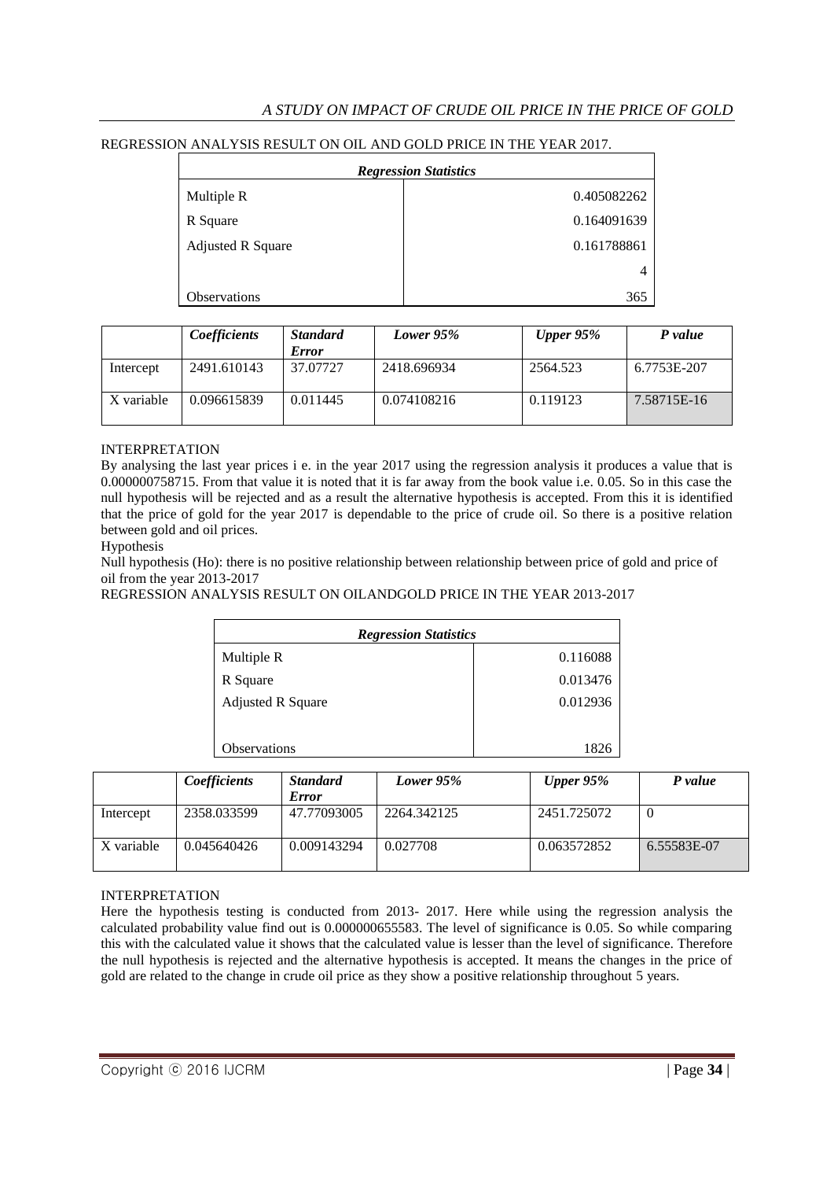REGRESSION ANALYSIS RESULT ON OIL AND GOLD PRICE IN THE YEAR 2017.

| ***Regression Statistics*** | |
|---|---|
| Multiple R | 0.405082262 |
| R Square | 0.164091639 |
| Adjusted R Square | 0.161788861 |
| | 4 |
| Observations | 365 |

| | ***Coefficients*** | ***Standard Error*** | ***Lower 95%*** | ***Upper 95%*** | ***P value*** |
|---|---|---|---|---|---|
| Intercept | 2491.610143 | 37.07727 | 2418.696934 | 2564.523 | 6.7753E-207 |
| X variable | 0.096615839 | 0.011445 | 0.074108216 | 0.119123 | 7.58715E-16 |

INTERPRETATION

By analysing the last year prices i e. in the year 2017 using the regression analysis it produces a value that is 0.000000758715. From that value it is noted that it is far away from the book value i.e. 0.05. So in this case the null hypothesis will be rejected and as a result the alternative hypothesis is accepted. From this it is identified that the price of gold for the year 2017 is dependable to the price of crude oil. So there is a positive relation between gold and oil prices.

Hypothesis

Null hypothesis (Ho): there is no positive relationship between relationship between price of gold and price of oil from the year 2013-2017

REGRESSION ANALYSIS RESULT ON OILANDGOLD PRICE IN THE YEAR 2013-2017

| ***Regression Statistics*** | |
|---|---|
| Multiple R | 0.116088 |
| R Square | 0.013476 |
| Adjusted R Square | 0.012936 |
| Observations | 1826 |

| | ***Coefficients*** | ***Standard Error*** | ***Lower 95%*** | ***Upper 95%*** | ***P value*** |
|---|---|---|---|---|---|
| Intercept | 2358.033599 | 47.77093005 | 2264.342125 | 2451.725072 | 0 |
| X variable | 0.045640426 | 0.009143294 | 0.027708 | 0.063572852 | 6.55583E-07 |

INTERPRETATION

Here the hypothesis testing is conducted from 2013- 2017. Here while using the regression analysis the calculated probability value find out is 0.000000655583. The level of significance is 0.05. So while comparing this with the calculated value it shows that the calculated value is lesser than the level of significance. Therefore the null hypothesis is rejected and the alternative hypothesis is accepted. It means the changes in the price of gold are related to the change in crude oil price as they show a positive relationship throughout 5 years.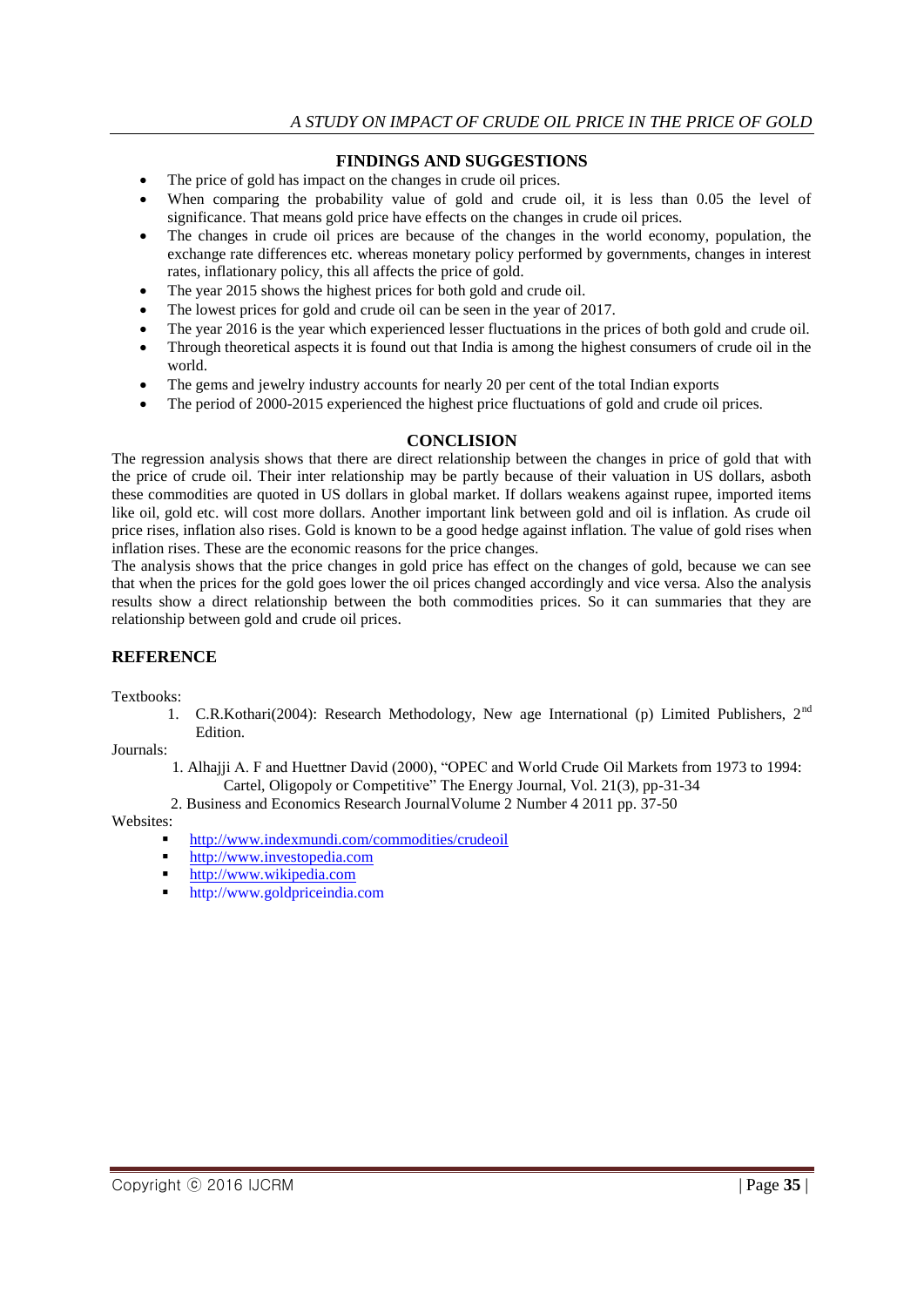## FINDINGS AND SUGGESTIONS

- The price of gold has impact on the changes in crude oil prices.
- When comparing the probability value of gold and crude oil, it is less than 0.05 the level of significance. That means gold price have effects on the changes in crude oil prices.
- The changes in crude oil prices are because of the changes in the world economy, population, the exchange rate differences etc. whereas monetary policy performed by governments, changes in interest rates, inflationary policy, this all affects the price of gold.
- The year 2015 shows the highest prices for both gold and crude oil.
- The lowest prices for gold and crude oil can be seen in the year of 2017.
- The year 2016 is the year which experienced lesser fluctuations in the prices of both gold and crude oil.
- Through theoretical aspects it is found out that India is among the highest consumers of crude oil in the world.
- The gems and jewelry industry accounts for nearly 20 per cent of the total Indian exports
- The period of 2000-2015 experienced the highest price fluctuations of gold and crude oil prices.

## CONCLISION

The regression analysis shows that there are direct relationship between the changes in price of gold that with the price of crude oil. Their inter relationship may be partly because of their valuation in US dollars, asboth these commodities are quoted in US dollars in global market. If dollars weakens against rupee, imported items like oil, gold etc. will cost more dollars. Another important link between gold and oil is inflation. As crude oil price rises, inflation also rises. Gold is known to be a good hedge against inflation. The value of gold rises when inflation rises. These are the economic reasons for the price changes.

The analysis shows that the price changes in gold price has effect on the changes of gold, because we can see that when the prices for the gold goes lower the oil prices changed accordingly and vice versa. Also the analysis results show a direct relationship between the both commodities prices. So it can summaries that they are relationship between gold and crude oil prices.

## REFERENCE

Textbooks:

1. C.R.Kothari(2004): Research Methodology, New age International (p) Limited Publishers, 2nd Edition.

Journals:

1. Alhajji A. F and Huettner David (2000), "OPEC and World Crude Oil Markets from 1973 to 1994: Cartel, Oligopoly or Competitive" The Energy Journal, Vol. 21(3), pp-31-34
2. Business and Economics Research JournalVolume 2 Number 4 2011 pp. 37-50

Websites:

- http://www.indexmundi.com/commodities/crudeoil
- http://www.investopedia.com
- http://www.wikipedia.com
- http://www.goldpriceindia.com